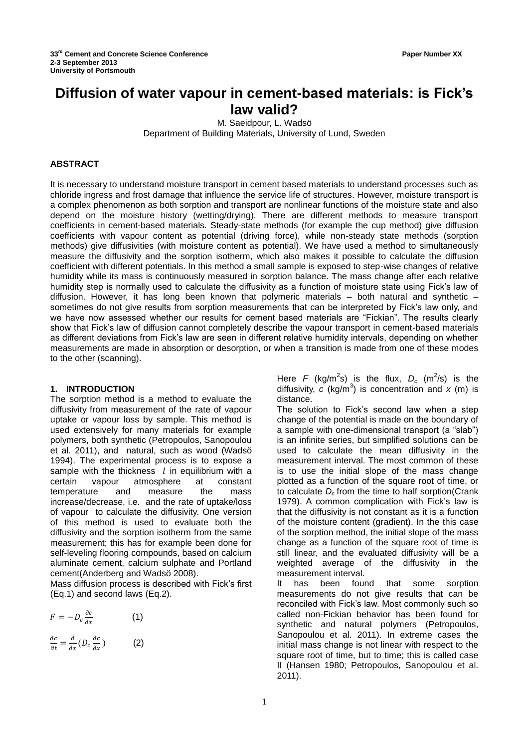# Diffusion of water vapour in cement-based materials: is Fick's law valid?

M. Saeidpour, L. Wadsö
Department of Building Materials, University of Lund, Sweden

## ABSTRACT

It is necessary to understand moisture transport in cement based materials to understand processes such as chloride ingress and frost damage that influence the service life of structures. However, moisture transport is a complex phenomenon as both sorption and transport are nonlinear functions of the moisture state and also depend on the moisture history (wetting/drying). There are different methods to measure transport coefficients in cement-based materials. Steady-state methods (for example the cup method) give diffusion coefficients with vapour content as potential (driving force), while non-steady state methods (sorption methods) give diffusivities (with moisture content as potential). We have used a method to simultaneously measure the diffusivity and the sorption isotherm, which also makes it possible to calculate the diffusion coefficient with different potentials. In this method a small sample is exposed to step-wise changes of relative humidity while its mass is continuously measured in sorption balance. The mass change after each relative humidity step is normally used to calculate the diffusivity as a function of moisture state using Fick's law of diffusion. However, it has long been known that polymeric materials – both natural and synthetic – sometimes do not give results from sorption measurements that can be interpreted by Fick's law only, and we have now assessed whether our results for cement based materials are "Fickian". The results clearly show that Fick's law of diffusion cannot completely describe the vapour transport in cement-based materials as different deviations from Fick's law are seen in different relative humidity intervals, depending on whether measurements are made in absorption or desorption, or when a transition is made from one of these modes to the other (scanning).

## 1. INTRODUCTION

The sorption method is a method to evaluate the diffusivity from measurement of the rate of vapour uptake or vapour loss by sample. This method is used extensively for many materials for example polymers, both synthetic (Petropoulos, Sanopoulou et al. 2011), and natural, such as wood (Wadsö 1994). The experimental process is to expose a sample with the thickness $l$ in equilibrium with a certain vapour atmosphere at constant temperature and measure the mass increase/decrease, i.e. and the rate of uptake/loss of vapour to calculate the diffusivity. One version of this method is used to evaluate both the diffusivity and the sorption isotherm from the same measurement; this has for example been done for self-leveling flooring compounds, based on calcium aluminate cement, calcium sulphate and Portland cement(Anderberg and Wadsö 2008).

Mass diffusion process is described with Fick's first (Eq.1) and second laws (Eq.2).

$$F = -D_c \frac{\partial c}{\partial x} \qquad (1)$$

$$\frac{\partial c}{\partial t} = \frac{\partial}{\partial x}\left(D_c \frac{\partial c}{\partial x}\right) \qquad (2)$$

Here $F$ (kg/m$^2$s) is the flux, $D_c$ (m$^2$/s) is the diffusivity, $c$ (kg/m$^3$) is concentration and $x$ (m) is distance.

The solution to Fick's second law when a step change of the potential is made on the boundary of a sample with one-dimensional transport (a "slab") is an infinite series, but simplified solutions can be used to calculate the mean diffusivity in the measurement interval. The most common of these is to use the initial slope of the mass change plotted as a function of the square root of time, or to calculate $D_c$ from the time to half sorption(Crank 1979). A common complication with Fick's law is that the diffusivity is not constant as it is a function of the moisture content (gradient). In the this case of the sorption method, the initial slope of the mass change as a function of the square root of time is still linear, and the evaluated diffusivity will be a weighted average of the diffusivity in the measurement interval.

It has been found that some sorption measurements do not give results that can be reconciled with Fick's law. Most commonly such so called non-Fickian behavior has been found for synthetic and natural polymers (Petropoulos, Sanopoulou et al. 2011). In extreme cases the initial mass change is not linear with respect to the square root of time, but to time; this is called case II (Hansen 1980; Petropoulos, Sanopoulou et al. 2011).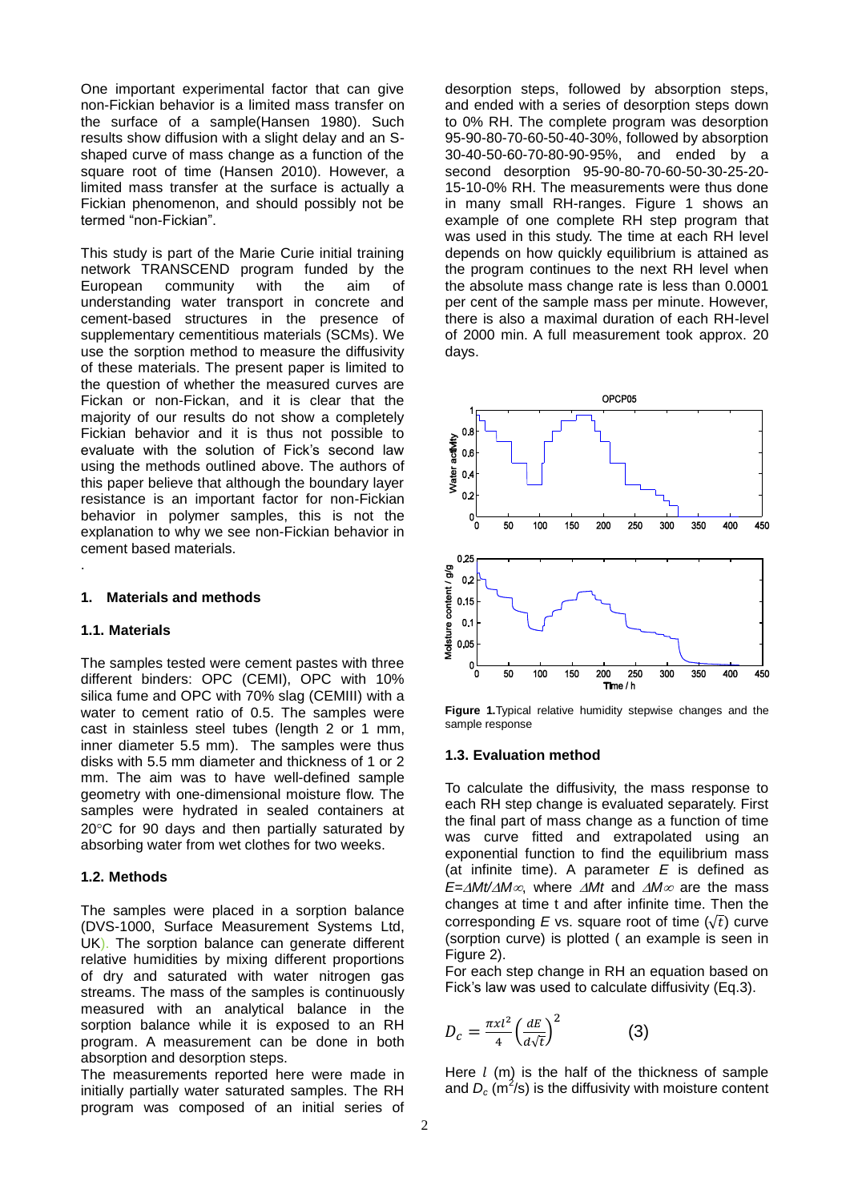One important experimental factor that can give non-Fickian behavior is a limited mass transfer on the surface of a sample(Hansen 1980). Such results show diffusion with a slight delay and an S-shaped curve of mass change as a function of the square root of time (Hansen 2010). However, a limited mass transfer at the surface is actually a Fickian phenomenon, and should possibly not be termed "non-Fickian".

This study is part of the Marie Curie initial training network TRANSCEND program funded by the European community with the aim of understanding water transport in concrete and cement-based structures in the presence of supplementary cementitious materials (SCMs). We use the sorption method to measure the diffusivity of these materials. The present paper is limited to the question of whether the measured curves are Fickan or non-Fickan, and it is clear that the majority of our results do not show a completely Fickian behavior and it is thus not possible to evaluate with the solution of Fick's second law using the methods outlined above. The authors of this paper believe that although the boundary layer resistance is an important factor for non-Fickian behavior in polymer samples, this is not the explanation to why we see non-Fickian behavior in cement based materials.

.

## 1. Materials and methods

### 1.1. Materials

The samples tested were cement pastes with three different binders: OPC (CEMI), OPC with 10% silica fume and OPC with 70% slag (CEMIII) with a water to cement ratio of 0.5. The samples were cast in stainless steel tubes (length 2 or 1 mm, inner diameter 5.5 mm). The samples were thus disks with 5.5 mm diameter and thickness of 1 or 2 mm. The aim was to have well-defined sample geometry with one-dimensional moisture flow. The samples were hydrated in sealed containers at 20°C for 90 days and then partially saturated by absorbing water from wet clothes for two weeks.

### 1.2. Methods

The samples were placed in a sorption balance (DVS-1000, Surface Measurement Systems Ltd, UK). The sorption balance can generate different relative humidities by mixing different proportions of dry and saturated with water nitrogen gas streams. The mass of the samples is continuously measured with an analytical balance in the sorption balance while it is exposed to an RH program. A measurement can be done in both absorption and desorption steps.

The measurements reported here were made in initially partially water saturated samples. The RH program was composed of an initial series of desorption steps, followed by absorption steps, and ended with a series of desorption steps down to 0% RH. The complete program was desorption 95-90-80-70-60-50-40-30%, followed by absorption 30-40-50-60-70-80-90-95%, and ended by a second desorption 95-90-80-70-60-50-30-25-20-15-10-0% RH. The measurements were thus done in many small RH-ranges. Figure 1 shows an example of one complete RH step program that was used in this study. The time at each RH level depends on how quickly equilibrium is attained as the program continues to the next RH level when the absolute mass change rate is less than 0.0001 per cent of the sample mass per minute. However, there is also a maximal duration of each RH-level of 2000 min. A full measurement took approx. 20 days.

**Figure 1.** Typical relative humidity stepwise changes and the sample response

### 1.3. Evaluation method

To calculate the diffusivity, the mass response to each RH step change is evaluated separately. First the final part of mass change as a function of time was curve fitted and extrapolated using an exponential function to find the equilibrium mass (at infinite time). A parameter $E$ is defined as $E=\Delta Mt/\Delta M\infty$, where $\Delta Mt$ and $\Delta M\infty$ are the mass changes at time t and after infinite time. Then the corresponding $E$ vs. square root of time ($\sqrt{t}$) curve (sorption curve) is plotted ( an example is seen in Figure 2).

For each step change in RH an equation based on Fick's law was used to calculate diffusivity (Eq.3).

$$D_c = \frac{\pi x l^2}{4}\left(\frac{dE}{d\sqrt{t}}\right)^2 \qquad (3)$$

Here $l$ (m) is the half of the thickness of sample and $D_c$ ($m^2$/s) is the diffusivity with moisture content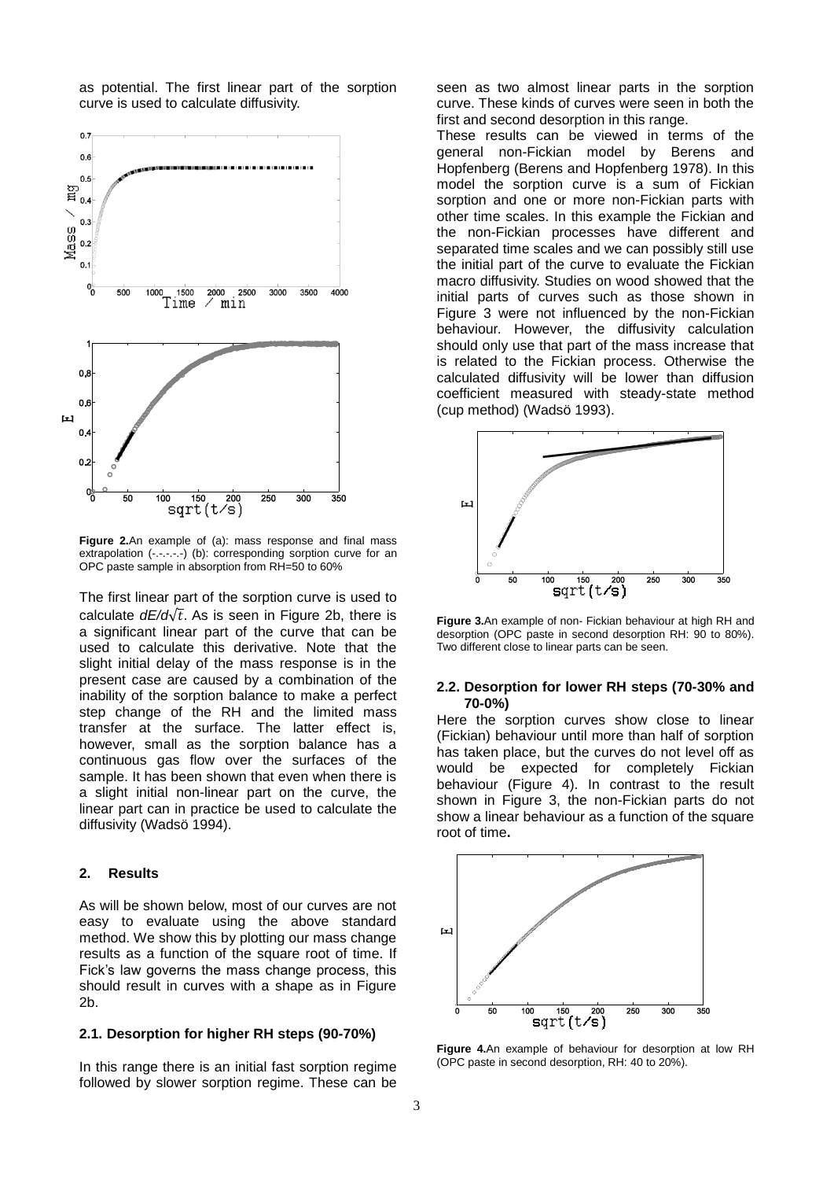as potential. The first linear part of the sorption curve is used to calculate diffusivity.

**Figure 2.**An example of (a): mass response and final mass extrapolation (-.-.-.-.-) (b): corresponding sorption curve for an OPC paste sample in absorption from RH=50 to 60%

The first linear part of the sorption curve is used to calculate $dE/d\sqrt{t}$. As is seen in Figure 2b, there is a significant linear part of the curve that can be used to calculate this derivative. Note that the slight initial delay of the mass response is in the present case are caused by a combination of the inability of the sorption balance to make a perfect step change of the RH and the limited mass transfer at the surface. The latter effect is, however, small as the sorption balance has a continuous gas flow over the surfaces of the sample. It has been shown that even when there is a slight initial non-linear part on the curve, the linear part can in practice be used to calculate the diffusivity (Wadsö 1994).

## 2. Results

As will be shown below, most of our curves are not easy to evaluate using the above standard method. We show this by plotting our mass change results as a function of the square root of time. If Fick's law governs the mass change process, this should result in curves with a shape as in Figure 2b.

### 2.1. Desorption for higher RH steps (90-70%)

In this range there is an initial fast sorption regime followed by slower sorption regime. These can be seen as two almost linear parts in the sorption curve. These kinds of curves were seen in both the first and second desorption in this range.

These results can be viewed in terms of the general non-Fickian model by Berens and Hopfenberg (Berens and Hopfenberg 1978). In this model the sorption curve is a sum of Fickian sorption and one or more non-Fickian parts with other time scales. In this example the Fickian and the non-Fickian processes have different and separated time scales and we can possibly still use the initial part of the curve to evaluate the Fickian macro diffusivity. Studies on wood showed that the initial parts of curves such as those shown in Figure 3 were not influenced by the non-Fickian behaviour. However, the diffusivity calculation should only use that part of the mass increase that is related to the Fickian process. Otherwise the calculated diffusivity will be lower than diffusion coefficient measured with steady-state method (cup method) (Wadsö 1993).

**Figure 3.**An example of non- Fickian behaviour at high RH and desorption (OPC paste in second desorption RH: 90 to 80%). Two different close to linear parts can be seen.

### 2.2. Desorption for lower RH steps (70-30% and 70-0%)

Here the sorption curves show close to linear (Fickian) behaviour until more than half of sorption has taken place, but the curves do not level off as would be expected for completely Fickian behaviour (Figure 4). In contrast to the result shown in Figure 3, the non-Fickian parts do not show a linear behaviour as a function of the square root of time**.**

**Figure 4.**An example of behaviour for desorption at low RH (OPC paste in second desorption, RH: 40 to 20%).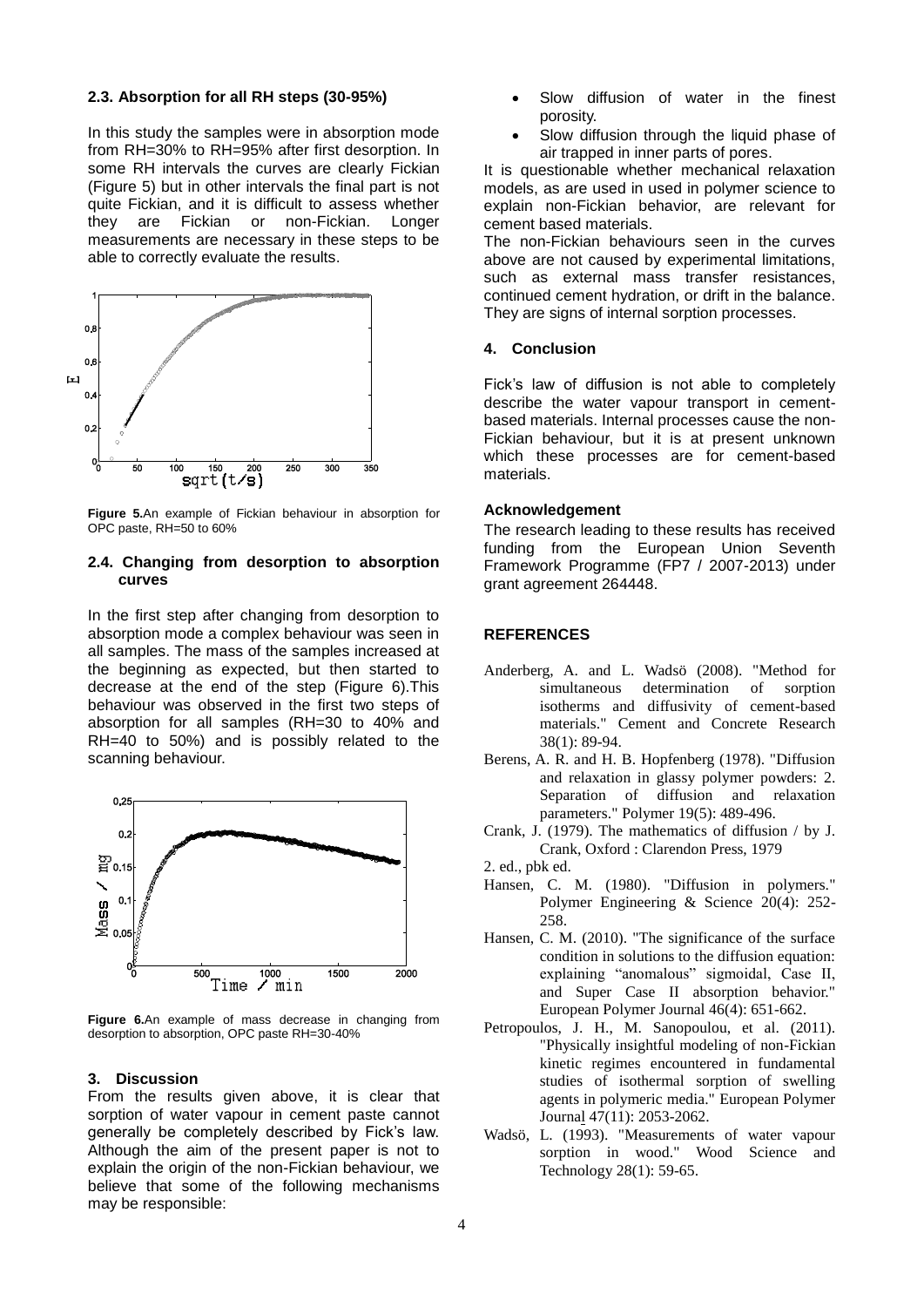### 2.3. Absorption for all RH steps (30-95%)

In this study the samples were in absorption mode from RH=30% to RH=95% after first desorption. In some RH intervals the curves are clearly Fickian (Figure 5) but in other intervals the final part is not quite Fickian, and it is difficult to assess whether they are Fickian or non-Fickian. Longer measurements are necessary in these steps to be able to correctly evaluate the results.

**Figure 5.** An example of Fickian behaviour in absorption for OPC paste, RH=50 to 60%

### 2.4. Changing from desorption to absorption curves

In the first step after changing from desorption to absorption mode a complex behaviour was seen in all samples. The mass of the samples increased at the beginning as expected, but then started to decrease at the end of the step (Figure 6). This behaviour was observed in the first two steps of absorption for all samples (RH=30 to 40% and RH=40 to 50%) and is possibly related to the scanning behaviour.

**Figure 6.** An example of mass decrease in changing from desorption to absorption, OPC paste RH=30-40%

## 3. Discussion

From the results given above, it is clear that sorption of water vapour in cement paste cannot generally be completely described by Fick's law. Although the aim of the present paper is not to explain the origin of the non-Fickian behaviour, we believe that some of the following mechanisms may be responsible:

- Slow diffusion of water in the finest porosity.
- Slow diffusion through the liquid phase of air trapped in inner parts of pores.

It is questionable whether mechanical relaxation models, as are used in used in polymer science to explain non-Fickian behavior, are relevant for cement based materials.

The non-Fickian behaviours seen in the curves above are not caused by experimental limitations, such as external mass transfer resistances, continued cement hydration, or drift in the balance. They are signs of internal sorption processes.

## 4. Conclusion

Fick's law of diffusion is not able to completely describe the water vapour transport in cement-based materials. Internal processes cause the non-Fickian behaviour, but it is at present unknown which these processes are for cement-based materials.

### Acknowledgement

The research leading to these results has received funding from the European Union Seventh Framework Programme (FP7 / 2007-2013) under grant agreement 264448.

## REFERENCES

Anderberg, A. and L. Wadsö (2008). "Method for simultaneous determination of sorption isotherms and diffusivity of cement-based materials." Cement and Concrete Research 38(1): 89-94.

Berens, A. R. and H. B. Hopfenberg (1978). "Diffusion and relaxation in glassy polymer powders: 2. Separation of diffusion and relaxation parameters." Polymer 19(5): 489-496.

Crank, J. (1979). The mathematics of diffusion / by J. Crank, Oxford : Clarendon Press, 1979

2. ed., pbk ed.

Hansen, C. M. (1980). "Diffusion in polymers." Polymer Engineering & Science 20(4): 252-258.

Hansen, C. M. (2010). "The significance of the surface condition in solutions to the diffusion equation: explaining "anomalous" sigmoidal, Case II, and Super Case II absorption behavior." European Polymer Journal 46(4): 651-662.

Petropoulos, J. H., M. Sanopoulou, et al. (2011). "Physically insightful modeling of non-Fickian kinetic regimes encountered in fundamental studies of isothermal sorption of swelling agents in polymeric media." European Polymer Journal 47(11): 2053-2062.

Wadsö, L. (1993). "Measurements of water vapour sorption in wood." Wood Science and Technology 28(1): 59-65.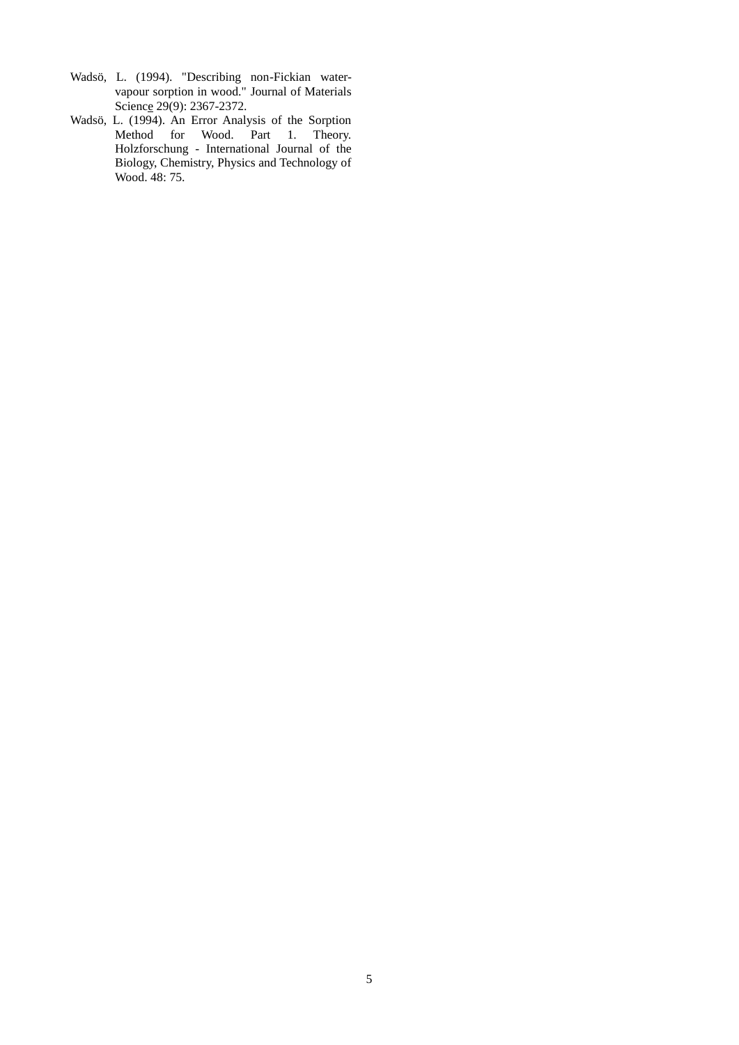Wadsö, L. (1994). "Describing non-Fickian water-vapour sorption in wood." Journal of Materials Science 29(9): 2367-2372.

Wadsö, L. (1994). An Error Analysis of the Sorption Method for Wood. Part 1. Theory. Holzforschung - International Journal of the Biology, Chemistry, Physics and Technology of Wood. 48: 75.